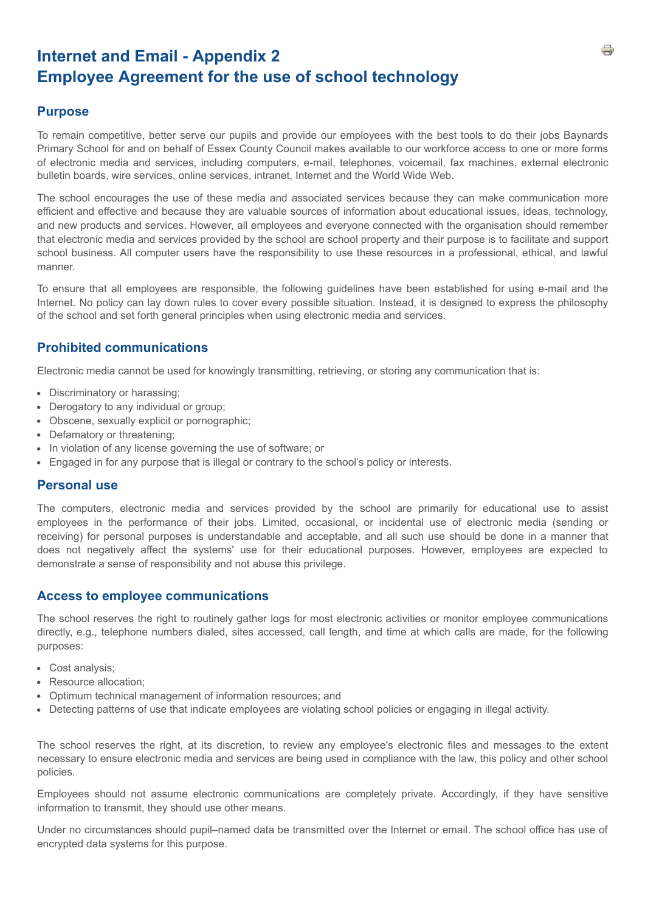# Internet and Email - Appendix 2
# Employee Agreement for the use of school technology

## Purpose

To remain competitive, better serve our pupils and provide our employees with the best tools to do their jobs Baynards Primary School for and on behalf of Essex County Council makes available to our workforce access to one or more forms of electronic media and services, including computers, e-mail, telephones, voicemail, fax machines, external electronic bulletin boards, wire services, online services, intranet, Internet and the World Wide Web.

The school encourages the use of these media and associated services because they can make communication more efficient and effective and because they are valuable sources of information about educational issues, ideas, technology, and new products and services. However, all employees and everyone connected with the organisation should remember that electronic media and services provided by the school are school property and their purpose is to facilitate and support school business. All computer users have the responsibility to use these resources in a professional, ethical, and lawful manner.

To ensure that all employees are responsible, the following guidelines have been established for using e-mail and the Internet. No policy can lay down rules to cover every possible situation. Instead, it is designed to express the philosophy of the school and set forth general principles when using electronic media and services.

## Prohibited communications

Electronic media cannot be used for knowingly transmitting, retrieving, or storing any communication that is:

- Discriminatory or harassing;
- Derogatory to any individual or group;
- Obscene, sexually explicit or pornographic;
- Defamatory or threatening;
- In violation of any license governing the use of software; or
- Engaged in for any purpose that is illegal or contrary to the school's policy or interests.

## Personal use

The computers, electronic media and services provided by the school are primarily for educational use to assist employees in the performance of their jobs. Limited, occasional, or incidental use of electronic media (sending or receiving) for personal purposes is understandable and acceptable, and all such use should be done in a manner that does not negatively affect the systems' use for their educational purposes. However, employees are expected to demonstrate a sense of responsibility and not abuse this privilege.

## Access to employee communications

The school reserves the right to routinely gather logs for most electronic activities or monitor employee communications directly, e.g., telephone numbers dialed, sites accessed, call length, and time at which calls are made, for the following purposes:

- Cost analysis;
- Resource allocation;
- Optimum technical management of information resources; and
- Detecting patterns of use that indicate employees are violating school policies or engaging in illegal activity.

The school reserves the right, at its discretion, to review any employee's electronic files and messages to the extent necessary to ensure electronic media and services are being used in compliance with the law, this policy and other school policies.

Employees should not assume electronic communications are completely private. Accordingly, if they have sensitive information to transmit, they should use other means.

Under no circumstances should pupil–named data be transmitted over the Internet or email. The school office has use of encrypted data systems for this purpose.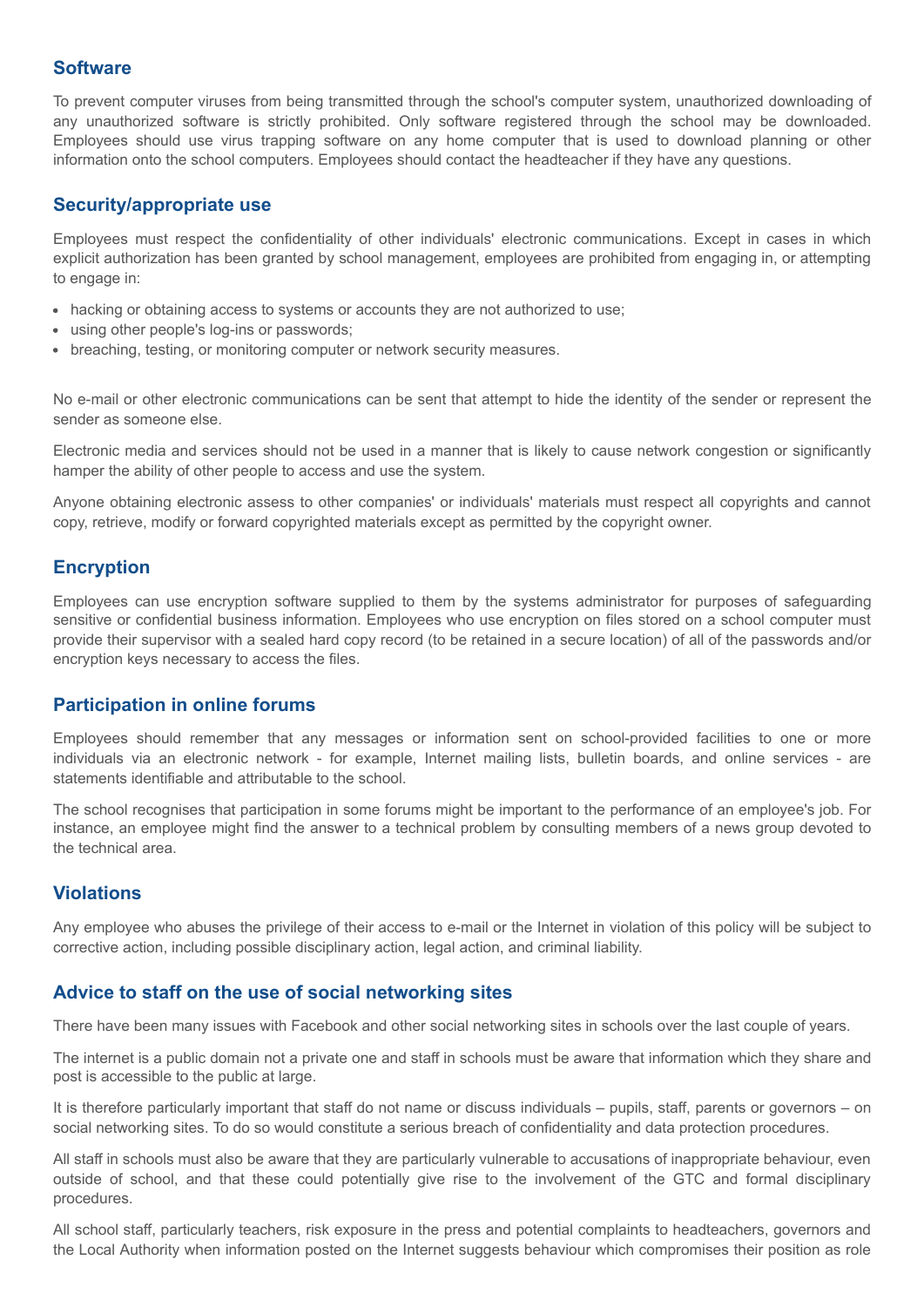## Software

To prevent computer viruses from being transmitted through the school's computer system, unauthorized downloading of any unauthorized software is strictly prohibited. Only software registered through the school may be downloaded. Employees should use virus trapping software on any home computer that is used to download planning or other information onto the school computers. Employees should contact the headteacher if they have any questions.

## Security/appropriate use

Employees must respect the confidentiality of other individuals' electronic communications. Except in cases in which explicit authorization has been granted by school management, employees are prohibited from engaging in, or attempting to engage in:

- hacking or obtaining access to systems or accounts they are not authorized to use;
- using other people's log-ins or passwords;
- breaching, testing, or monitoring computer or network security measures.

No e-mail or other electronic communications can be sent that attempt to hide the identity of the sender or represent the sender as someone else.

Electronic media and services should not be used in a manner that is likely to cause network congestion or significantly hamper the ability of other people to access and use the system.

Anyone obtaining electronic assess to other companies' or individuals' materials must respect all copyrights and cannot copy, retrieve, modify or forward copyrighted materials except as permitted by the copyright owner.

## Encryption

Employees can use encryption software supplied to them by the systems administrator for purposes of safeguarding sensitive or confidential business information. Employees who use encryption on files stored on a school computer must provide their supervisor with a sealed hard copy record (to be retained in a secure location) of all of the passwords and/or encryption keys necessary to access the files.

## Participation in online forums

Employees should remember that any messages or information sent on school-provided facilities to one or more individuals via an electronic network - for example, Internet mailing lists, bulletin boards, and online services - are statements identifiable and attributable to the school.

The school recognises that participation in some forums might be important to the performance of an employee's job. For instance, an employee might find the answer to a technical problem by consulting members of a news group devoted to the technical area.

## Violations

Any employee who abuses the privilege of their access to e-mail or the Internet in violation of this policy will be subject to corrective action, including possible disciplinary action, legal action, and criminal liability.

## Advice to staff on the use of social networking sites

There have been many issues with Facebook and other social networking sites in schools over the last couple of years.

The internet is a public domain not a private one and staff in schools must be aware that information which they share and post is accessible to the public at large.

It is therefore particularly important that staff do not name or discuss individuals – pupils, staff, parents or governors – on social networking sites. To do so would constitute a serious breach of confidentiality and data protection procedures.

All staff in schools must also be aware that they are particularly vulnerable to accusations of inappropriate behaviour, even outside of school, and that these could potentially give rise to the involvement of the GTC and formal disciplinary procedures.

All school staff, particularly teachers, risk exposure in the press and potential complaints to headteachers, governors and the Local Authority when information posted on the Internet suggests behaviour which compromises their position as role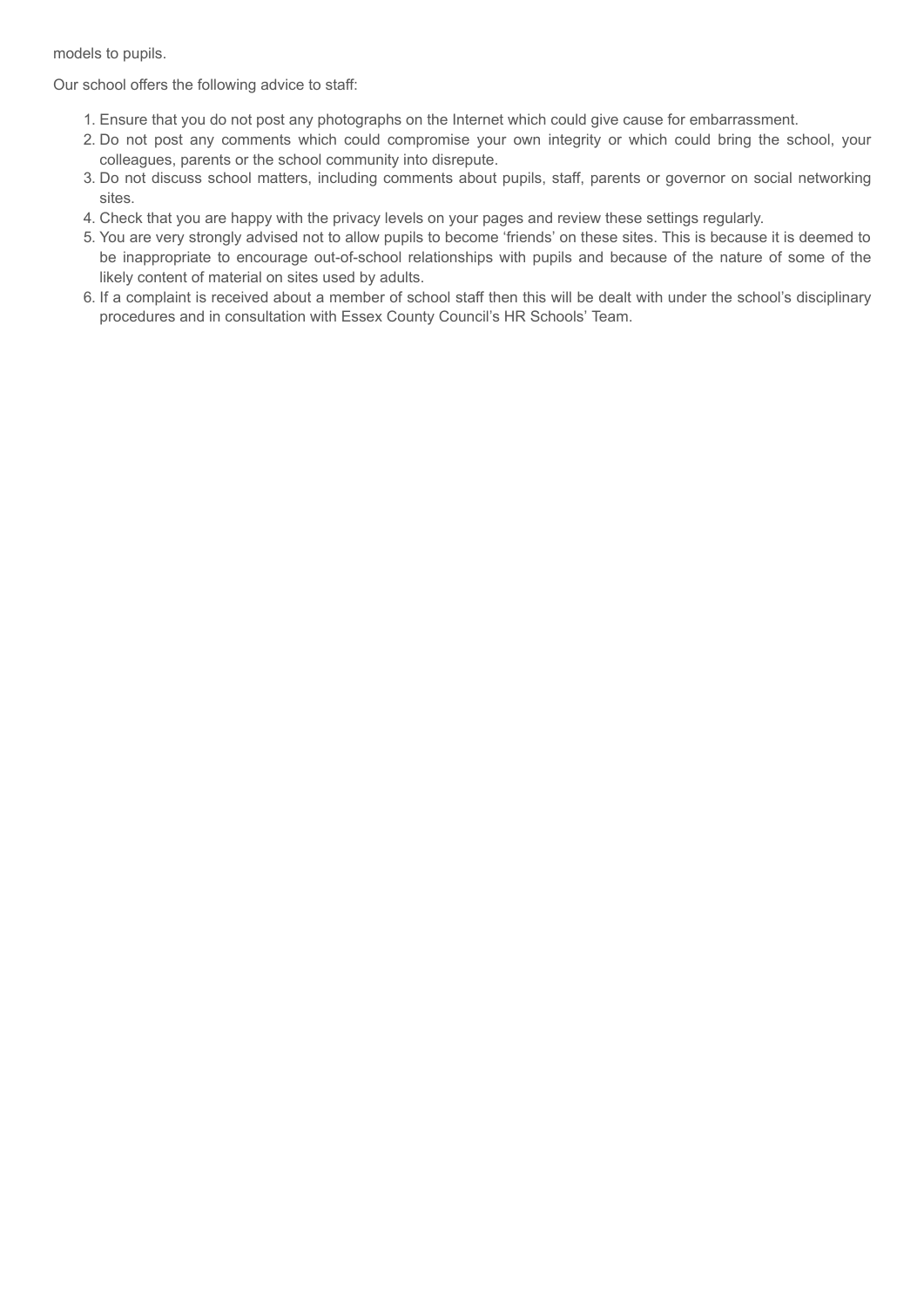models to pupils.

Our school offers the following advice to staff:

1. Ensure that you do not post any photographs on the Internet which could give cause for embarrassment.
2. Do not post any comments which could compromise your own integrity or which could bring the school, your colleagues, parents or the school community into disrepute.
3. Do not discuss school matters, including comments about pupils, staff, parents or governor on social networking sites.
4. Check that you are happy with the privacy levels on your pages and review these settings regularly.
5. You are very strongly advised not to allow pupils to become 'friends' on these sites. This is because it is deemed to be inappropriate to encourage out-of-school relationships with pupils and because of the nature of some of the likely content of material on sites used by adults.
6. If a complaint is received about a member of school staff then this will be dealt with under the school's disciplinary procedures and in consultation with Essex County Council's HR Schools' Team.